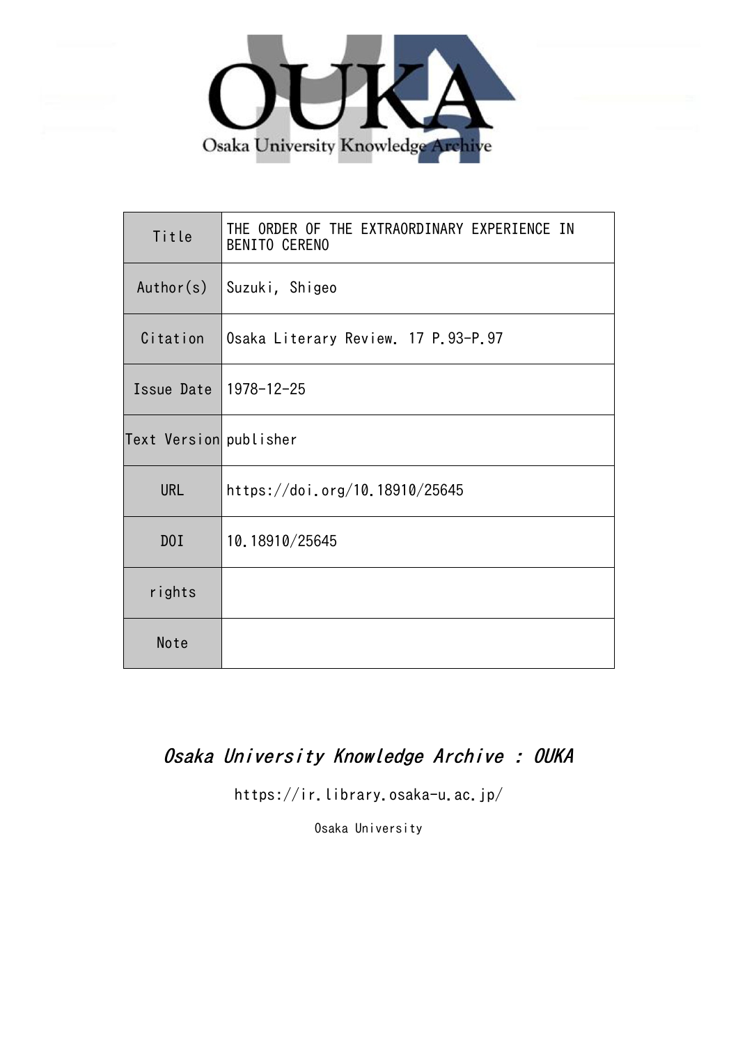Osaka University Knowledge Archive

| Title | THE ORDER OF THE EXTRAORDINARY EXPERIENCE IN BENITO CERENO |
|---|---|
| Author(s) | Suzuki, Shigeo |
| Citation | Osaka Literary Review. 17 P.93-P.97 |
| Issue Date | 1978-12-25 |
| Text Version | publisher |
| URL | https://doi.org/10.18910/25645 |
| DOI | 10.18910/25645 |
| rights | |
| Note | |

*Osaka University Knowledge Archive : OUKA*

https://ir.library.osaka-u.ac.jp/

Osaka University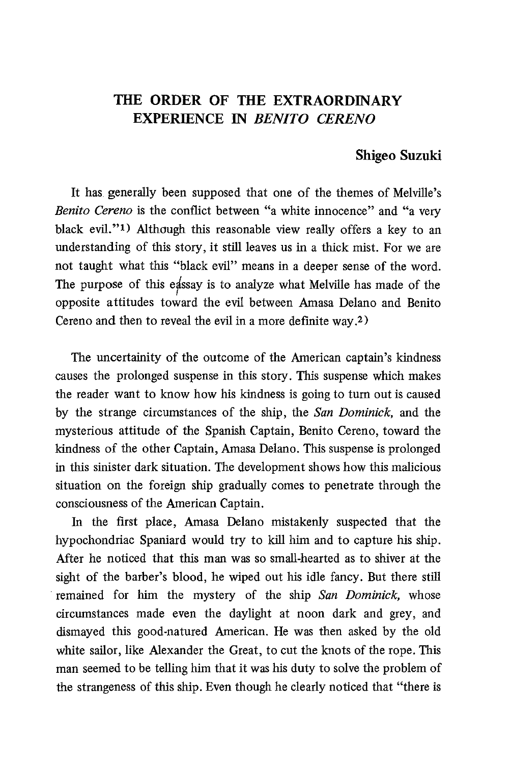# THE ORDER OF THE EXTRAORDINARY EXPERIENCE IN *BENITO CERENO*

**Shigeo Suzuki**

It has generally been supposed that one of the themes of Melville's *Benito Cereno* is the conflict between "a white innocence" and "a very black evil."[1] Although this reasonable view really offers a key to an understanding of this story, it still leaves us in a thick mist. For we are not taught what this "black evil" means in a deeper sense of the word. The purpose of this eassay is to analyze what Melville has made of the opposite attitudes toward the evil between Amasa Delano and Benito Cereno and then to reveal the evil in a more definite way.[2]

The uncertainity of the outcome of the American captain's kindness causes the prolonged suspense in this story. This suspense which makes the reader want to know how his kindness is going to turn out is caused by the strange circumstances of the ship, the *San Dominick,* and the mysterious attitude of the Spanish Captain, Benito Cereno, toward the kindness of the other Captain, Amasa Delano. This suspense is prolonged in this sinister dark situation. The development shows how this malicious situation on the foreign ship gradually comes to penetrate through the consciousness of the American Captain.

In the first place, Amasa Delano mistakenly suspected that the hypochondriac Spaniard would try to kill him and to capture his ship. After he noticed that this man was so small-hearted as to shiver at the sight of the barber's blood, he wiped out his idle fancy. But there still remained for him the mystery of the ship *San Dominick,* whose circumstances made even the daylight at noon dark and grey, and dismayed this good-natured American. He was then asked by the old white sailor, like Alexander the Great, to cut the knots of the rope. This man seemed to be telling him that it was his duty to solve the problem of the strangeness of this ship. Even though he clearly noticed that "there is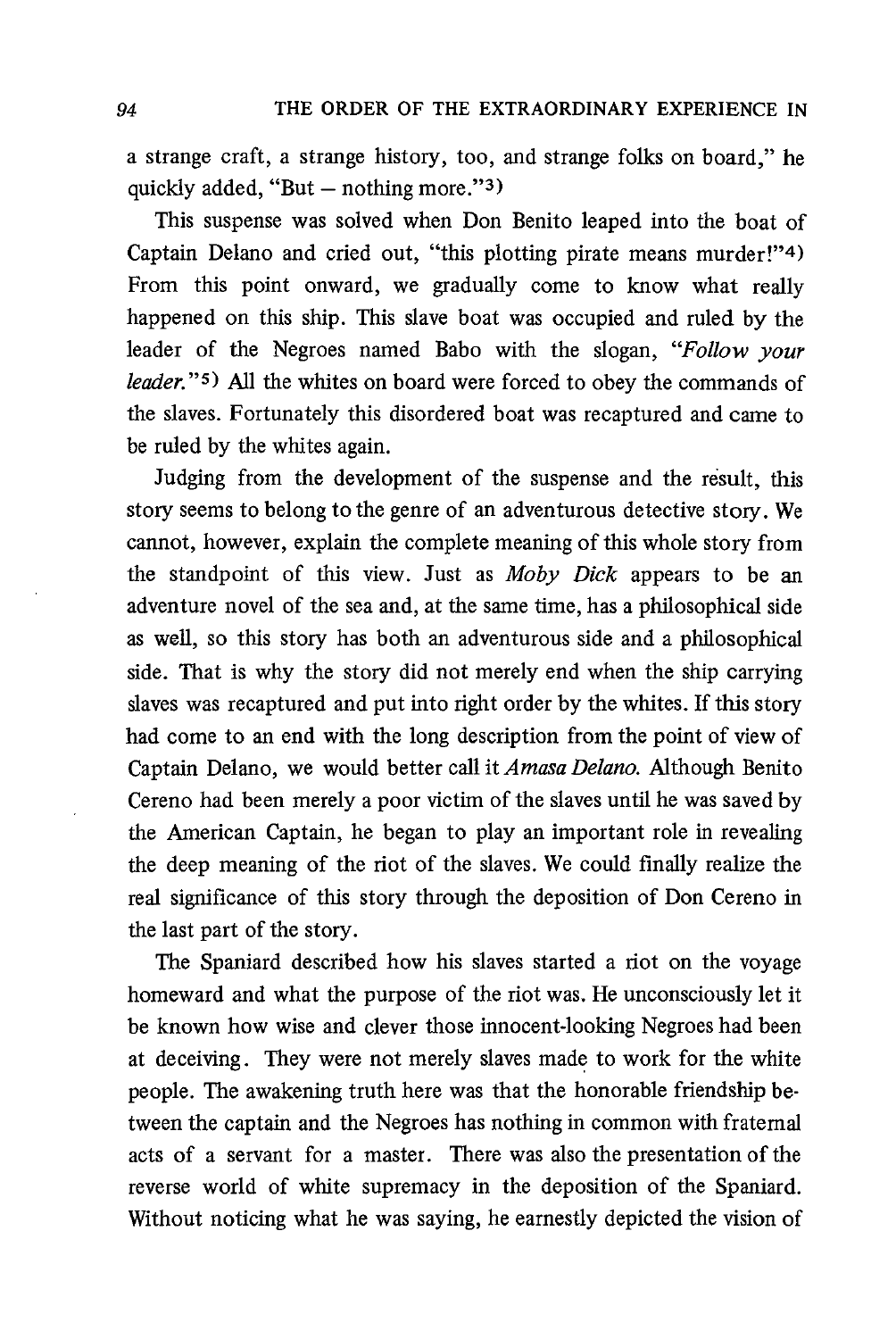a strange craft, a strange history, too, and strange folks on board," he quickly added, "But – nothing more."[3]

This suspense was solved when Don Benito leaped into the boat of Captain Delano and cried out, "this plotting pirate means murder!"[4] From this point onward, we gradually come to know what really happened on this ship. This slave boat was occupied and ruled by the leader of the Negroes named Babo with the slogan, "*Follow your leader.*"[5] All the whites on board were forced to obey the commands of the slaves. Fortunately this disordered boat was recaptured and came to be ruled by the whites again.

Judging from the development of the suspense and the result, this story seems to belong to the genre of an adventurous detective story. We cannot, however, explain the complete meaning of this whole story from the standpoint of this view. Just as *Moby Dick* appears to be an adventure novel of the sea and, at the same time, has a philosophical side as well, so this story has both an adventurous side and a philosophical side. That is why the story did not merely end when the ship carrying slaves was recaptured and put into right order by the whites. If this story had come to an end with the long description from the point of view of Captain Delano, we would better call it *Amasa Delano.* Although Benito Cereno had been merely a poor victim of the slaves until he was saved by the American Captain, he began to play an important role in revealing the deep meaning of the riot of the slaves. We could finally realize the real significance of this story through the deposition of Don Cereno in the last part of the story.

The Spaniard described how his slaves started a riot on the voyage homeward and what the purpose of the riot was. He unconsciously let it be known how wise and clever those innocent-looking Negroes had been at deceiving. They were not merely slaves made to work for the white people. The awakening truth here was that the honorable friendship between the captain and the Negroes has nothing in common with fraternal acts of a servant for a master. There was also the presentation of the reverse world of white supremacy in the deposition of the Spaniard. Without noticing what he was saying, he earnestly depicted the vision of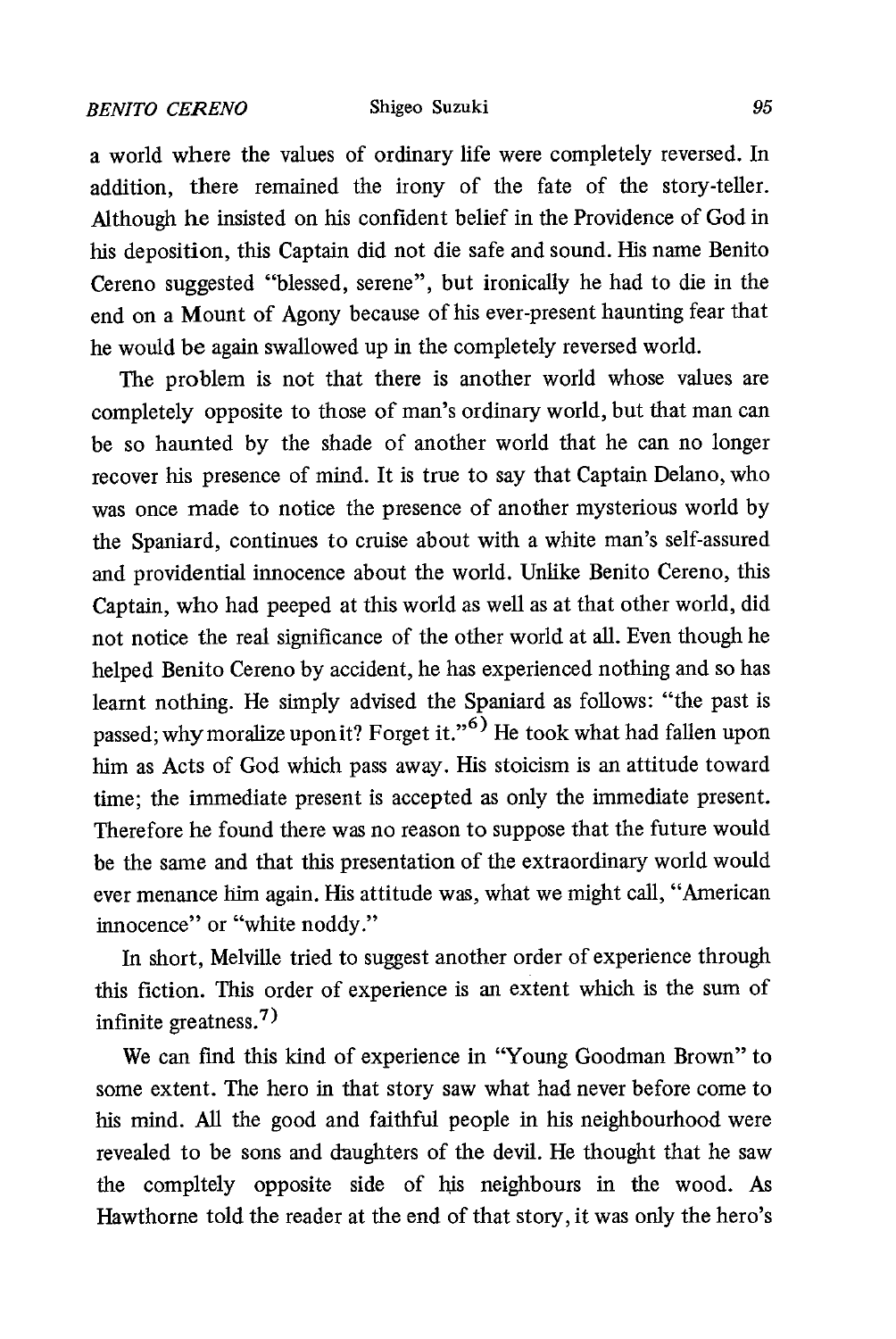a world where the values of ordinary life were completely reversed. In addition, there remained the irony of the fate of the story-teller. Although he insisted on his confident belief in the Providence of God in his deposition, this Captain did not die safe and sound. His name Benito Cereno suggested "blessed, serene", but ironically he had to die in the end on a Mount of Agony because of his ever-present haunting fear that he would be again swallowed up in the completely reversed world.

The problem is not that there is another world whose values are completely opposite to those of man's ordinary world, but that man can be so haunted by the shade of another world that he can no longer recover his presence of mind. It is true to say that Captain Delano, who was once made to notice the presence of another mysterious world by the Spaniard, continues to cruise about with a white man's self-assured and providential innocence about the world. Unlike Benito Cereno, this Captain, who had peeped at this world as well as at that other world, did not notice the real significance of the other world at all. Even though he helped Benito Cereno by accident, he has experienced nothing and so has learnt nothing. He simply advised the Spaniard as follows: "the past is passed; why moralize upon it? Forget it."[6] He took what had fallen upon him as Acts of God which pass away. His stoicism is an attitude toward time; the immediate present is accepted as only the immediate present. Therefore he found there was no reason to suppose that the future would be the same and that this presentation of the extraordinary world would ever menance him again. His attitude was, what we might call, "American innocence" or "white noddy."

In short, Melville tried to suggest another order of experience through this fiction. This order of experience is an extent which is the sum of infinite greatness.[7]

We can find this kind of experience in "Young Goodman Brown" to some extent. The hero in that story saw what had never before come to his mind. All the good and faithful people in his neighbourhood were revealed to be sons and daughters of the devil. He thought that he saw the compltely opposite side of his neighbours in the wood. As Hawthorne told the reader at the end of that story, it was only the hero's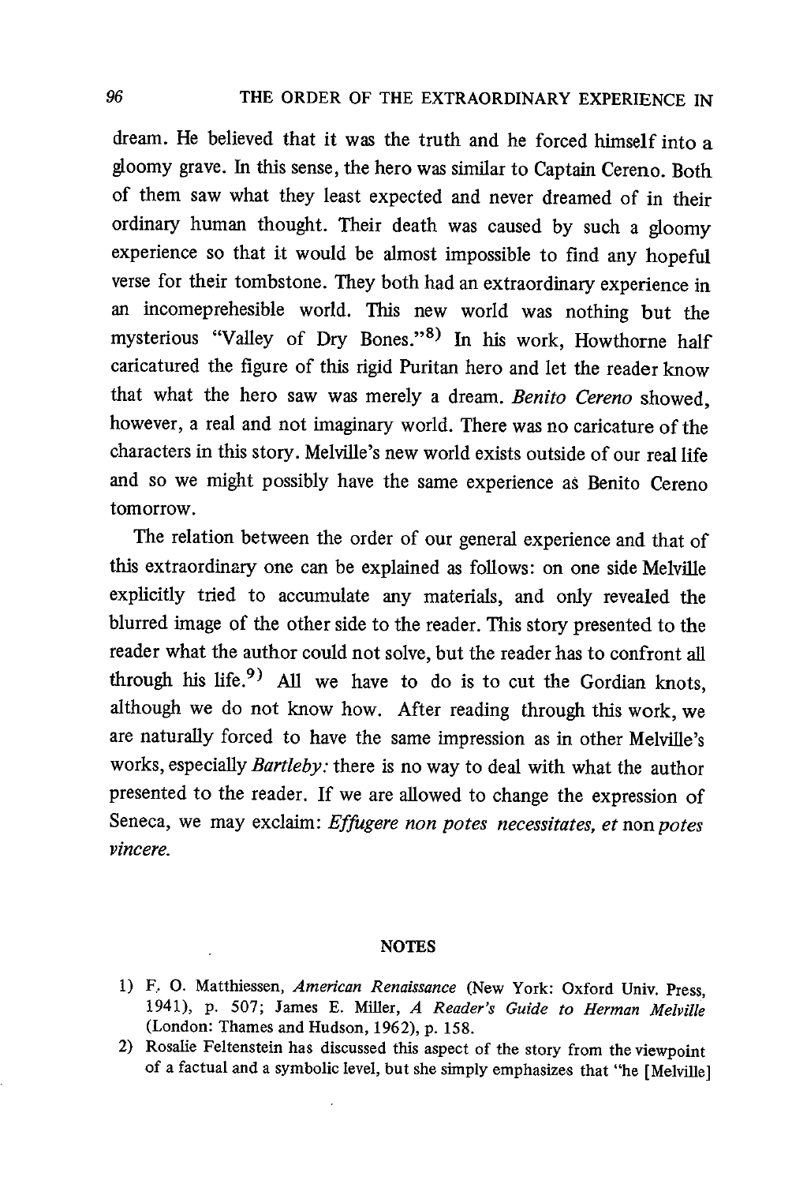dream. He believed that it was the truth and he forced himself into a gloomy grave. In this sense, the hero was similar to Captain Cereno. Both of them saw what they least expected and never dreamed of in their ordinary human thought. Their death was caused by such a gloomy experience so that it would be almost impossible to find any hopeful verse for their tombstone. They both had an extraordinary experience in an incomeprehesible world. This new world was nothing but the mysterious "Valley of Dry Bones."[8] In his work, Howthorne half caricatured the figure of this rigid Puritan hero and let the reader know that what the hero saw was merely a dream. *Benito Cereno* showed, however, a real and not imaginary world. There was no caricature of the characters in this story. Melville's new world exists outside of our real life and so we might possibly have the same experience as Benito Cereno tomorrow.

The relation between the order of our general experience and that of this extraordinary one can be explained as follows: on one side Melville explicitly tried to accumulate any materials, and only revealed the blurred image of the other side to the reader. This story presented to the reader what the author could not solve, but the reader has to confront all through his life.[9] All we have to do is to cut the Gordian knots, although we do not know how. After reading through this work, we are naturally forced to have the same impression as in other Melville's works, especially *Bartleby:* there is no way to deal with what the author presented to the reader. If we are allowed to change the expression of Seneca, we may exclaim: *Effugere non potes necessitates, et* non *potes vincere.*

## NOTES

1) F. O. Matthiessen, *American Renaissance* (New York: Oxford Univ. Press, 1941), p. 507; James E. Miller, *A Reader's Guide to Herman Melville* (London: Thames and Hudson, 1962), p. 158.

2) Rosalie Feltenstein has discussed this aspect of the story from the viewpoint of a factual and a symbolic level, but she simply emphasizes that "he [Melville]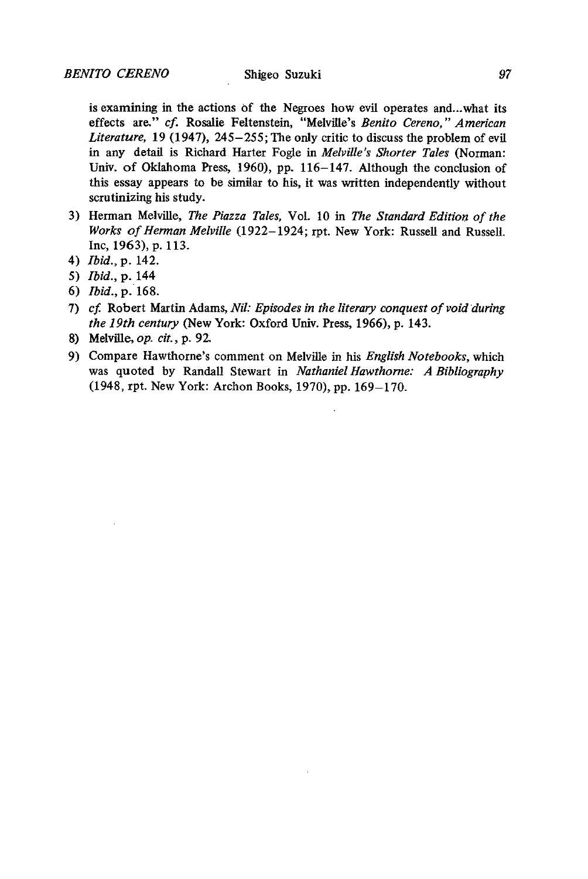is examining in the actions of the Negroes how evil operates and...what its effects are." *cf.* Rosalie Feltenstein, "Melville's *Benito Cereno," American Literature,* 19 (1947), 245–255; The only critic to discuss the problem of evil in any detail is Richard Harter Fogle in *Melville's Shorter Tales* (Norman: Univ. of Oklahoma Press, 1960), pp. 116–147. Although the conclusion of this essay appears to be similar to his, it was written independently without scrutinizing his study.

3) Herman Melville, *The Piazza Tales,* Vol. 10 in *The Standard Edition of the Works of Herman Melville* (1922–1924; rpt. New York: Russell and Russell. Inc, 1963), p. 113.
4) *Ibid.*, p. 142.
5) *Ibid.*, p. 144
6) *Ibid.*, p. 168.
7) *cf.* Robert Martin Adams, *Nil: Episodes in the literary conquest of void during the 19th century* (New York: Oxford Univ. Press, 1966), p. 143.
8) Melville, *op. cit.*, p. 92.
9) Compare Hawthorne's comment on Melville in his *English Notebooks,* which was quoted by Randall Stewart in *Nathaniel Hawthorne: A Bibliography* (1948, rpt. New York: Archon Books, 1970), pp. 169–170.